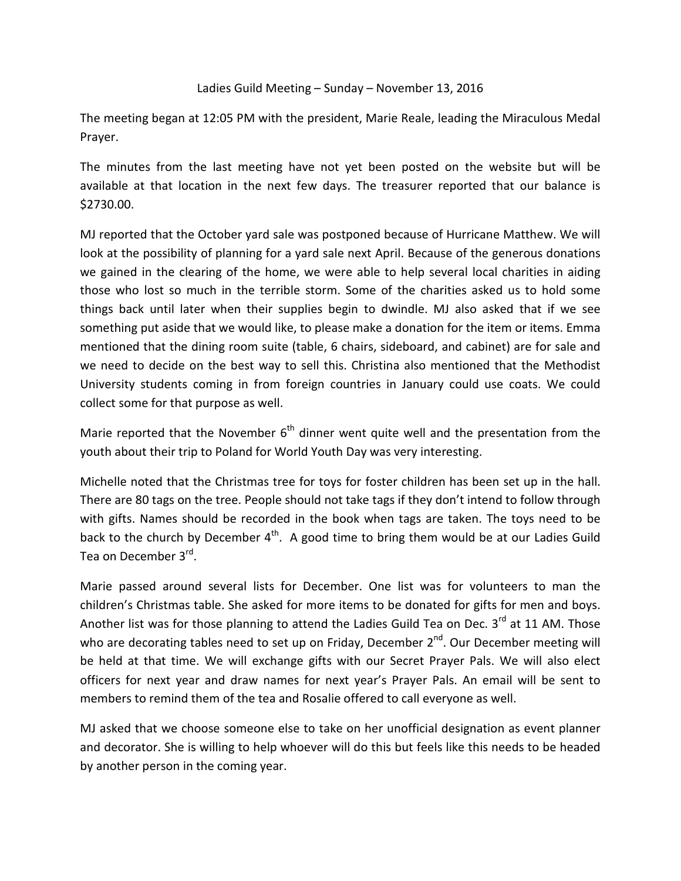# Ladies Guild Meeting – Sunday – November 13, 2016

The meeting began at 12:05 PM with the president, Marie Reale, leading the Miraculous Medal Prayer.

The minutes from the last meeting have not yet been posted on the website but will be available at that location in the next few days. The treasurer reported that our balance is $2730.00.

MJ reported that the October yard sale was postponed because of Hurricane Matthew. We will look at the possibility of planning for a yard sale next April. Because of the generous donations we gained in the clearing of the home, we were able to help several local charities in aiding those who lost so much in the terrible storm. Some of the charities asked us to hold some things back until later when their supplies begin to dwindle. MJ also asked that if we see something put aside that we would like, to please make a donation for the item or items. Emma mentioned that the dining room suite (table, 6 chairs, sideboard, and cabinet) are for sale and we need to decide on the best way to sell this. Christina also mentioned that the Methodist University students coming in from foreign countries in January could use coats. We could collect some for that purpose as well.

Marie reported that the November 6th dinner went quite well and the presentation from the youth about their trip to Poland for World Youth Day was very interesting.

Michelle noted that the Christmas tree for toys for foster children has been set up in the hall. There are 80 tags on the tree. People should not take tags if they don't intend to follow through with gifts. Names should be recorded in the book when tags are taken. The toys need to be back to the church by December 4th. A good time to bring them would be at our Ladies Guild Tea on December 3rd.

Marie passed around several lists for December. One list was for volunteers to man the children's Christmas table. She asked for more items to be donated for gifts for men and boys. Another list was for those planning to attend the Ladies Guild Tea on Dec. 3rd at 11 AM. Those who are decorating tables need to set up on Friday, December 2nd. Our December meeting will be held at that time. We will exchange gifts with our Secret Prayer Pals. We will also elect officers for next year and draw names for next year's Prayer Pals. An email will be sent to members to remind them of the tea and Rosalie offered to call everyone as well.

MJ asked that we choose someone else to take on her unofficial designation as event planner and decorator. She is willing to help whoever will do this but feels like this needs to be headed by another person in the coming year.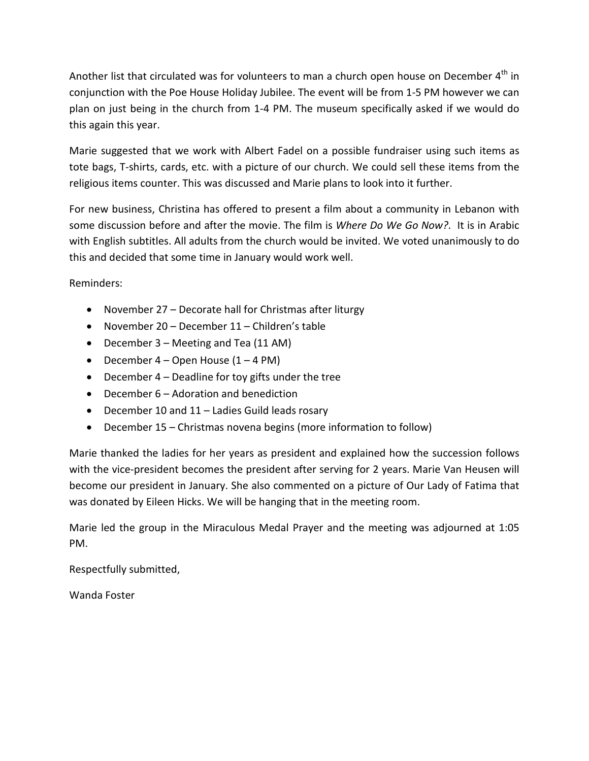Another list that circulated was for volunteers to man a church open house on December 4th in conjunction with the Poe House Holiday Jubilee. The event will be from 1-5 PM however we can plan on just being in the church from 1-4 PM. The museum specifically asked if we would do this again this year.

Marie suggested that we work with Albert Fadel on a possible fundraiser using such items as tote bags, T-shirts, cards, etc. with a picture of our church. We could sell these items from the religious items counter. This was discussed and Marie plans to look into it further.

For new business, Christina has offered to present a film about a community in Lebanon with some discussion before and after the movie. The film is *Where Do We Go Now?*. It is in Arabic with English subtitles. All adults from the church would be invited. We voted unanimously to do this and decided that some time in January would work well.

Reminders:

- November 27 – Decorate hall for Christmas after liturgy
- November 20 – December 11 – Children's table
- December 3 – Meeting and Tea (11 AM)
- December 4 – Open House (1 – 4 PM)
- December 4 – Deadline for toy gifts under the tree
- December 6 – Adoration and benediction
- December 10 and 11 – Ladies Guild leads rosary
- December 15 – Christmas novena begins (more information to follow)

Marie thanked the ladies for her years as president and explained how the succession follows with the vice-president becomes the president after serving for 2 years. Marie Van Heusen will become our president in January. She also commented on a picture of Our Lady of Fatima that was donated by Eileen Hicks. We will be hanging that in the meeting room.

Marie led the group in the Miraculous Medal Prayer and the meeting was adjourned at 1:05 PM.

Respectfully submitted,

Wanda Foster